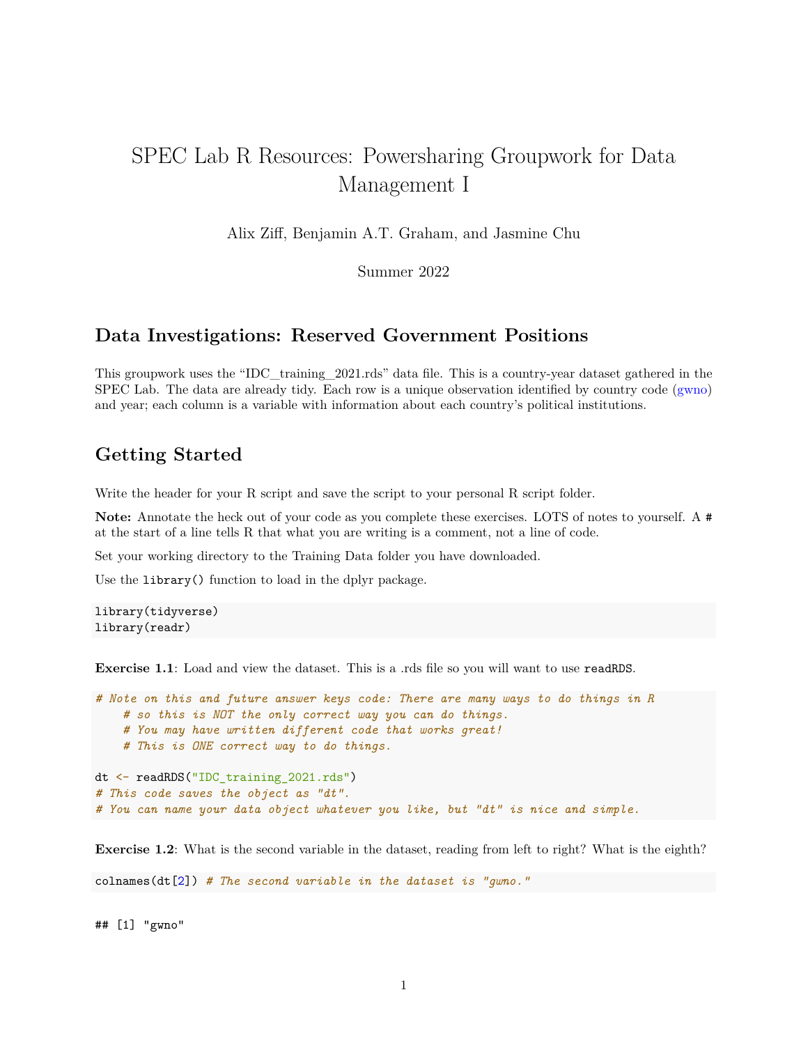# SPEC Lab R Resources: Powersharing Groupwork for Data Management I

Alix Ziff, Benjamin A.T. Graham, and Jasmine Chu

Summer 2022

## Data Investigations: Reserved Government Positions

This groupwork uses the "IDC_training_2021.rds" data file. This is a country-year dataset gathered in the SPEC Lab. The data are already tidy. Each row is a unique observation identified by country code (gwno) and year; each column is a variable with information about each country's political institutions.

## Getting Started

Write the header for your R script and save the script to your personal R script folder.

**Note:** Annotate the heck out of your code as you complete these exercises. LOTS of notes to yourself. A # at the start of a line tells R that what you are writing is a comment, not a line of code.

Set your working directory to the Training Data folder you have downloaded.

Use the `library()` function to load in the dplyr package.

```
library(tidyverse)
library(readr)
```

**Exercise 1.1**: Load and view the dataset. This is a .rds file so you will want to use `readRDS`.

```
# Note on this and future answer keys code: There are many ways to do things in R
    # so this is NOT the only correct way you can do things.
    # You may have written different code that works great!
    # This is ONE correct way to do things.

dt <- readRDS("IDC_training_2021.rds")
# This code saves the object as "dt".
# You can name your data object whatever you like, but "dt" is nice and simple.
```

**Exercise 1.2**: What is the second variable in the dataset, reading from left to right? What is the eighth?

```
colnames(dt[2]) # The second variable in the dataset is "gwno."
```

```
## [1] "gwno"
```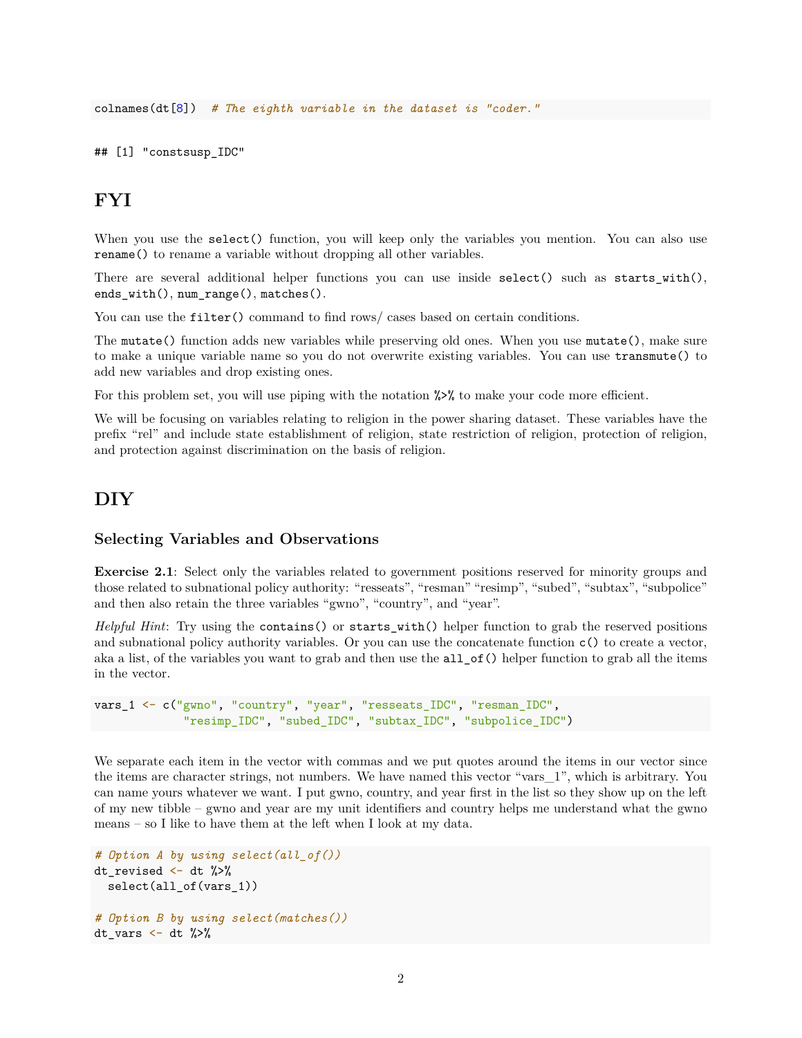```
colnames(dt[8])  # The eighth variable in the dataset is "coder."
```

```
## [1] "constsusp_IDC"
```

## FYI

When you use the `select()` function, you will keep only the variables you mention. You can also use `rename()` to rename a variable without dropping all other variables.

There are several additional helper functions you can use inside `select()` such as `starts_with()`, `ends_with()`, `num_range()`, `matches()`.

You can use the `filter()` command to find rows/ cases based on certain conditions.

The `mutate()` function adds new variables while preserving old ones. When you use `mutate()`, make sure to make a unique variable name so you do not overwrite existing variables. You can use `transmute()` to add new variables and drop existing ones.

For this problem set, you will use piping with the notation `%>%` to make your code more efficient.

We will be focusing on variables relating to religion in the power sharing dataset. These variables have the prefix "rel" and include state establishment of religion, state restriction of religion, protection of religion, and protection against discrimination on the basis of religion.

## DIY

### Selecting Variables and Observations

**Exercise 2.1**: Select only the variables related to government positions reserved for minority groups and those related to subnational policy authority: "resseats", "resman" "resimp", "subed", "subtax", "subpolice" and then also retain the three variables "gwno", "country", and "year".

*Helpful Hint*: Try using the `contains()` or `starts_with()` helper function to grab the reserved positions and subnational policy authority variables. Or you can use the concatenate function `c()` to create a vector, aka a list, of the variables you want to grab and then use the `all_of()` helper function to grab all the items in the vector.

```
vars_1 <- c("gwno", "country", "year", "resseats_IDC", "resman_IDC",
            "resimp_IDC", "subed_IDC", "subtax_IDC", "subpolice_IDC")
```

We separate each item in the vector with commas and we put quotes around the items in our vector since the items are character strings, not numbers. We have named this vector "vars_1", which is arbitrary. You can name yours whatever we want. I put gwno, country, and year first in the list so they show up on the left of my new tibble – gwno and year are my unit identifiers and country helps me understand what the gwno means – so I like to have them at the left when I look at my data.

```
# Option A by using select(all_of())
dt_revised <- dt %>%
  select(all_of(vars_1))

# Option B by using select(matches())
dt_vars <- dt %>%
```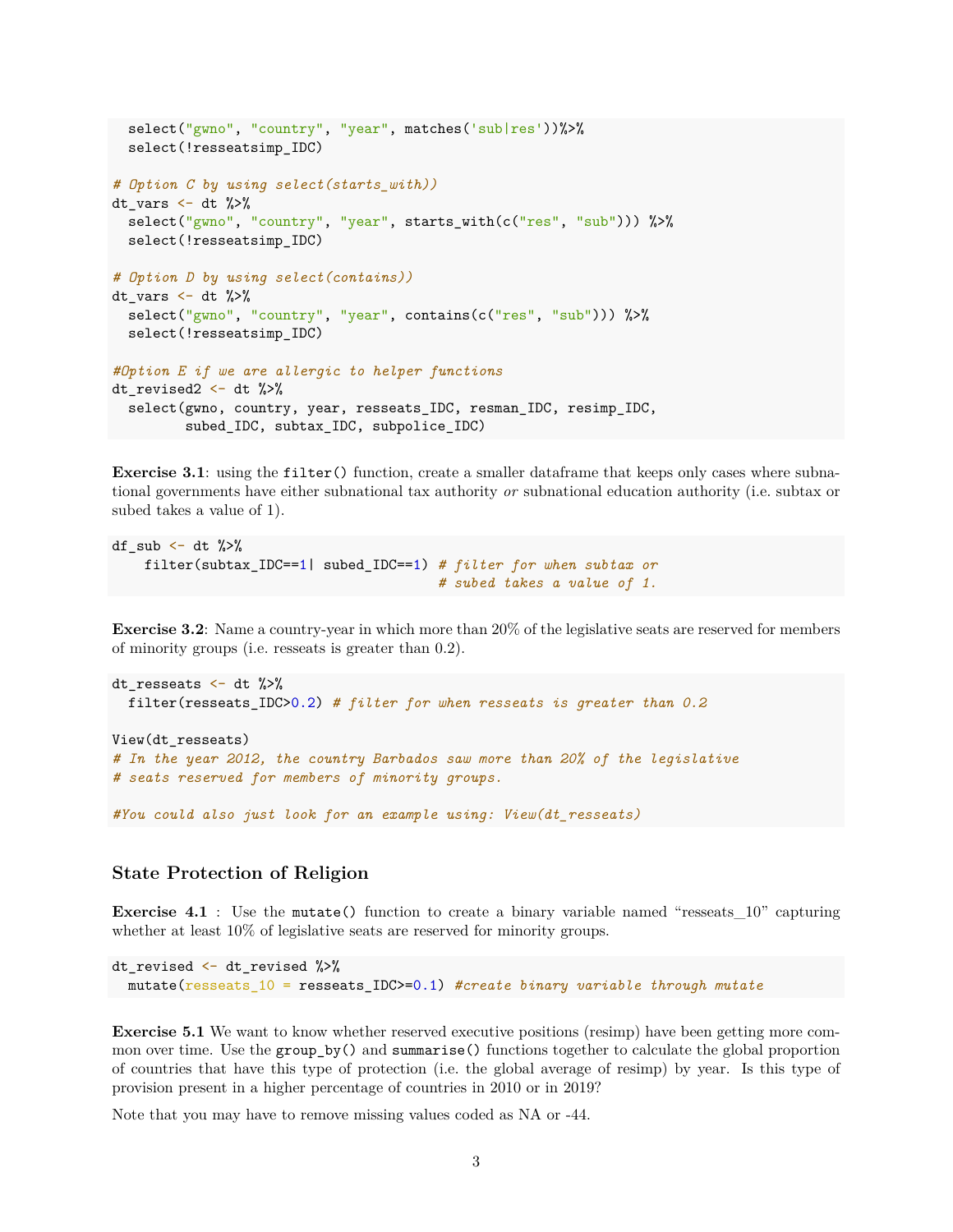```
  select("gwno", "country", "year", matches('sub|res'))%>%
  select(!resseatsimp_IDC)

# Option C by using select(starts_with))
dt_vars <- dt %>%
  select("gwno", "country", "year", starts_with(c("res", "sub"))) %>%
  select(!resseatsimp_IDC)

# Option D by using select(contains))
dt_vars <- dt %>%
  select("gwno", "country", "year", contains(c("res", "sub"))) %>%
  select(!resseatsimp_IDC)

#Option E if we are allergic to helper functions
dt_revised2 <- dt %>%
  select(gwno, country, year, resseats_IDC, resman_IDC, resimp_IDC,
         subed_IDC, subtax_IDC, subpolice_IDC)
```

**Exercise 3.1**: using the `filter()` function, create a smaller dataframe that keeps only cases where subnational governments have either subnational tax authority *or* subnational education authority (i.e. subtax or subed takes a value of 1).

```
df_sub <- dt %>%
    filter(subtax_IDC==1| subed_IDC==1) # filter for when subtax or
                                        # subed takes a value of 1.
```

**Exercise 3.2**: Name a country-year in which more than 20% of the legislative seats are reserved for members of minority groups (i.e. resseats is greater than 0.2).

```
dt_resseats <- dt %>%
  filter(resseats_IDC>0.2) # filter for when resseats is greater than 0.2

View(dt_resseats)
# In the year 2012, the country Barbados saw more than 20% of the legislative
# seats reserved for members of minority groups.

#You could also just look for an example using: View(dt_resseats)
```

## State Protection of Religion

**Exercise 4.1** : Use the `mutate()` function to create a binary variable named "resseats_10" capturing whether at least 10% of legislative seats are reserved for minority groups.

```
dt_revised <- dt_revised %>%
  mutate(resseats_10 = resseats_IDC>=0.1) #create binary variable through mutate
```

**Exercise 5.1** We want to know whether reserved executive positions (resimp) have been getting more common over time. Use the `group_by()` and `summarise()` functions together to calculate the global proportion of countries that have this type of protection (i.e. the global average of resimp) by year. Is this type of provision present in a higher percentage of countries in 2010 or in 2019?

Note that you may have to remove missing values coded as NA or -44.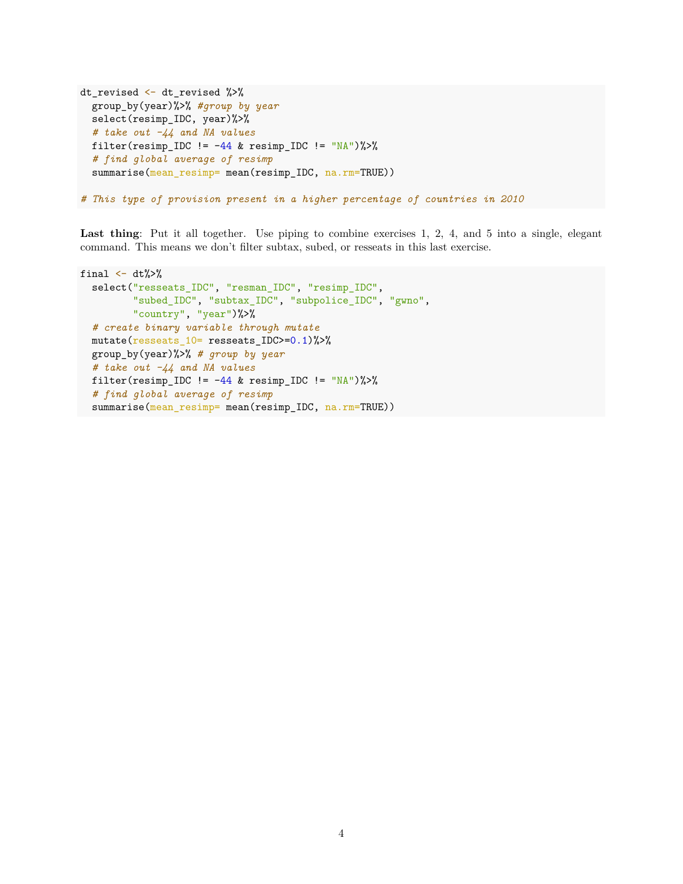```
dt_revised <- dt_revised %>%
  group_by(year)%>% #group by year
  select(resimp_IDC, year)%>%
  # take out -44 and NA values
  filter(resimp_IDC != -44 & resimp_IDC != "NA")%>%
  # find global average of resimp
  summarise(mean_resimp= mean(resimp_IDC, na.rm=TRUE))

# This type of provision present in a higher percentage of countries in 2010
```

**Last thing**: Put it all together. Use piping to combine exercises 1, 2, 4, and 5 into a single, elegant command. This means we don't filter subtax, subed, or resseats in this last exercise.

```
final <- dt%>%
  select("resseats_IDC", "resman_IDC", "resimp_IDC",
         "subed_IDC", "subtax_IDC", "subpolice_IDC", "gwno",
         "country", "year")%>%
  # create binary variable through mutate
  mutate(resseats_10= resseats_IDC>=0.1)%>%
  group_by(year)%>% # group by year
  # take out -44 and NA values
  filter(resimp_IDC != -44 & resimp_IDC != "NA")%>%
  # find global average of resimp
  summarise(mean_resimp= mean(resimp_IDC, na.rm=TRUE))
```